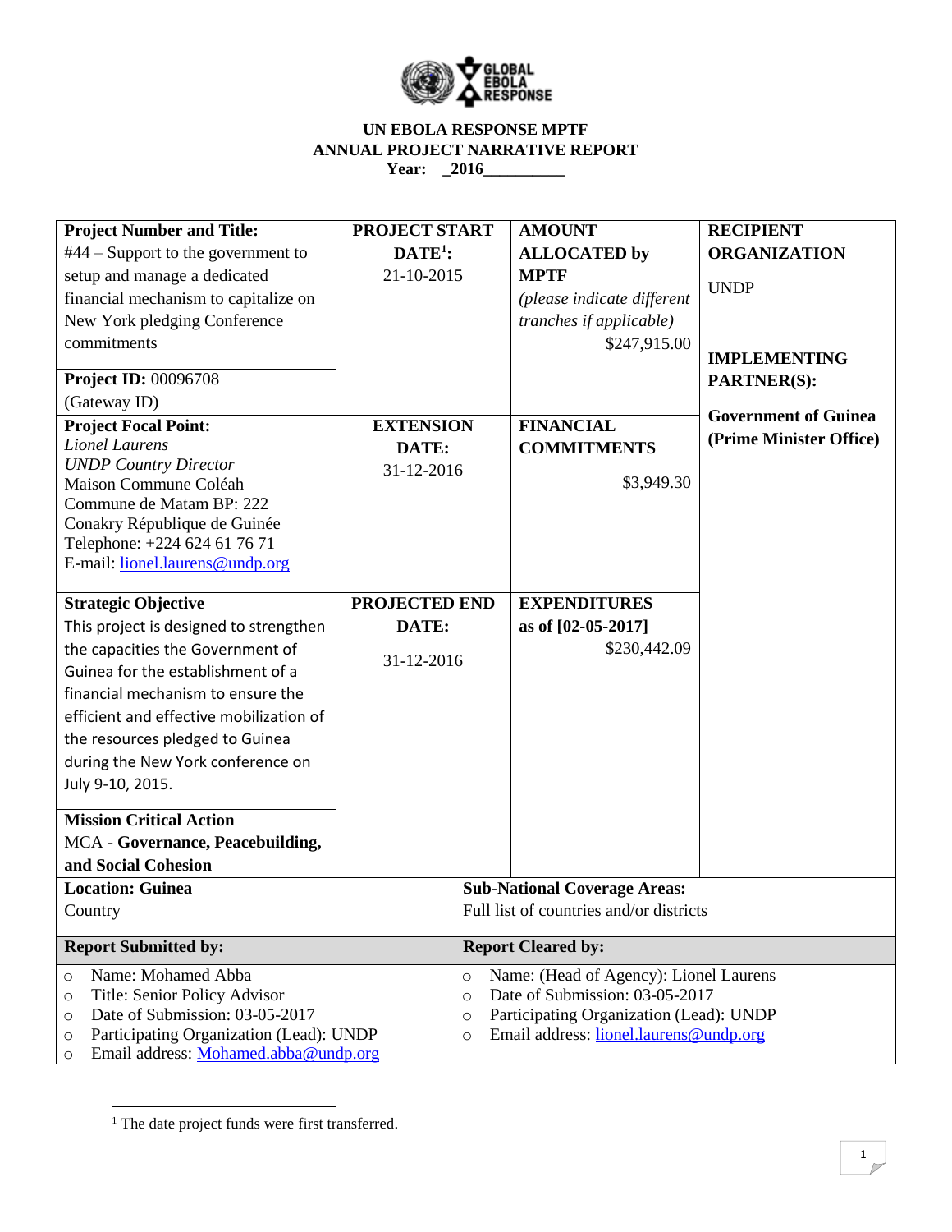**UN EBOLA RESPONSE MPTF**
**ANNUAL PROJECT NARRATIVE REPORT**
**Year: _2016__________**

| **Project Number and Title:** #44 – Support to the government to setup and manage a dedicated financial mechanism to capitalize on New York pledging Conference commitments | **PROJECT START DATE[1]:** 21-10-2015 | **AMOUNT ALLOCATED by MPTF** *(please indicate different tranches if applicable)* $247,915.00 | **RECIPIENT ORGANIZATION** UNDP |
|---|---|---|---|
| **Project ID:** 00096708 (Gateway ID) | | | **IMPLEMENTING PARTNER(S):** **Government of Guinea (Prime Minister Office)** |
| **Project Focal Point:** *Lionel Laurens* *UNDP Country Director* Maison Commune Coléah Commune de Matam BP: 222 Conakry République de Guinée Telephone: +224 624 61 76 71 E-mail: lionel.laurens@undp.org | **EXTENSION DATE:** 31-12-2016 | **FINANCIAL COMMITMENTS** $3,949.30 | |
| **Strategic Objective** This project is designed to strengthen the capacities the Government of Guinea for the establishment of a financial mechanism to ensure the efficient and effective mobilization of the resources pledged to Guinea during the New York conference on July 9-10, 2015. | **PROJECTED END DATE:** 31-12-2016 | **EXPENDITURES as of [02-05-2017]** $230,442.09 | |
| **Mission Critical Action** MCA - **Governance, Peacebuilding, and Social Cohesion** | | | |

| **Location: Guinea** Country | **Sub-National Coverage Areas:** Full list of countries and/or districts |
|---|---|
| **Report Submitted by:** | **Report Cleared by:** |
| ○ Name: Mohamed Abba<br>○ Title: Senior Policy Advisor<br>○ Date of Submission: 03-05-2017<br>○ Participating Organization (Lead): UNDP<br>○ Email address: Mohamed.abba@undp.org | ○ Name: (Head of Agency): Lionel Laurens<br>○ Date of Submission: 03-05-2017<br>○ Participating Organization (Lead): UNDP<br>○ Email address: lionel.laurens@undp.org |

[1] The date project funds were first transferred.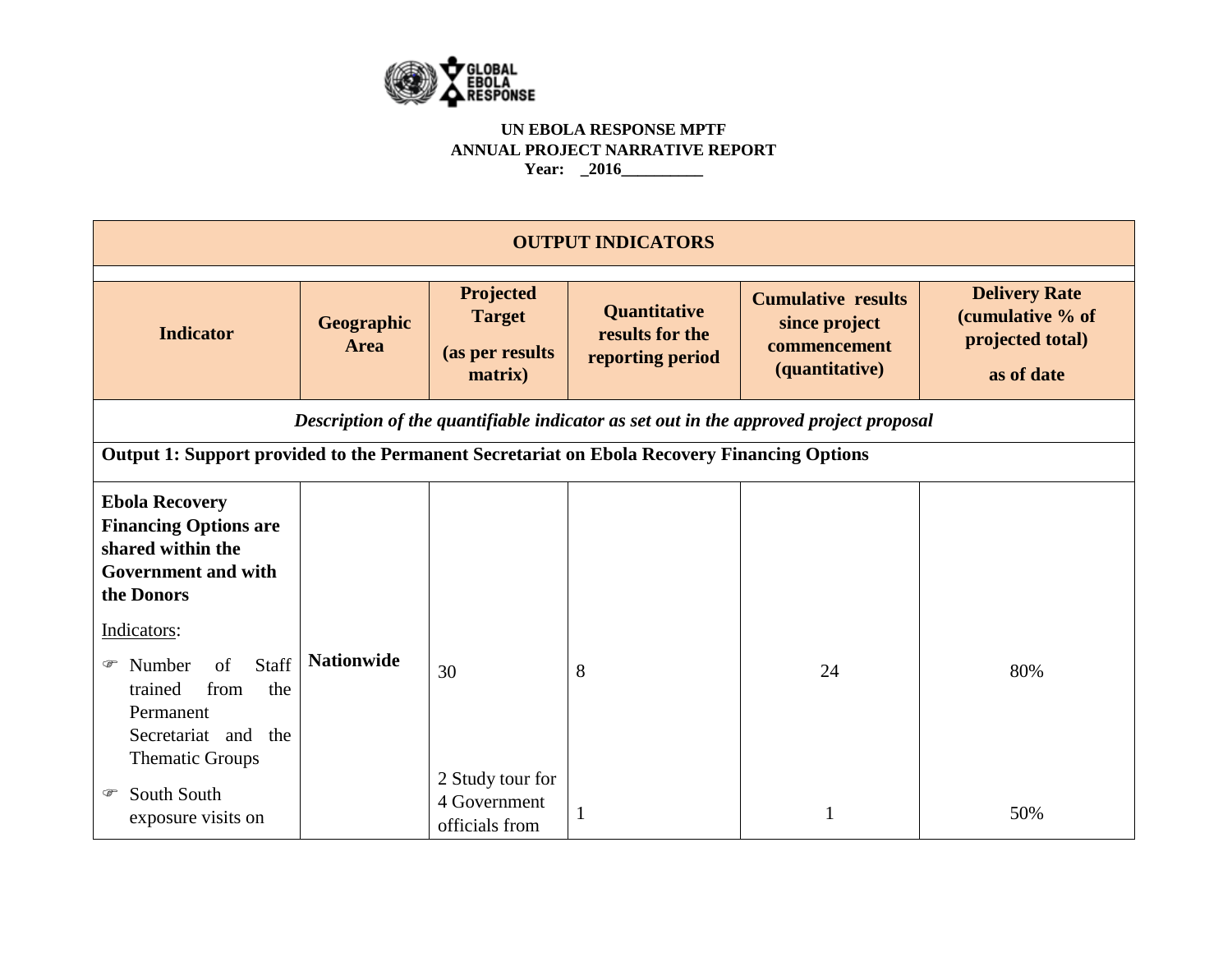**UN EBOLA RESPONSE MPTF**
**ANNUAL PROJECT NARRATIVE REPORT**
**Year: _2016__________**

| **OUTPUT INDICATORS** | | | | | |
|---|---|---|---|---|---|
| **Indicator** | **Geographic Area** | **Projected Target (as per results matrix)** | **Quantitative results for the reporting period** | **Cumulative results since project commencement (quantitative)** | **Delivery Rate (cumulative % of projected total) as of date** |
| ***Description of the quantifiable indicator as set out in the approved project proposal*** | | | | | |
| **Output 1: Support provided to the Permanent Secretariat on Ebola Recovery Financing Options** | | | | | |
| **Ebola Recovery Financing Options are shared within the Government and with the Donors** Indicators: ☞ Number of Staff trained from the Permanent Secretariat and the Thematic Groups | **Nationwide** | 30 | 8 | 24 | 80% |
| ☞ South South exposure visits on | | 2 Study tour for 4 Government officials from | 1 | 1 | 50% |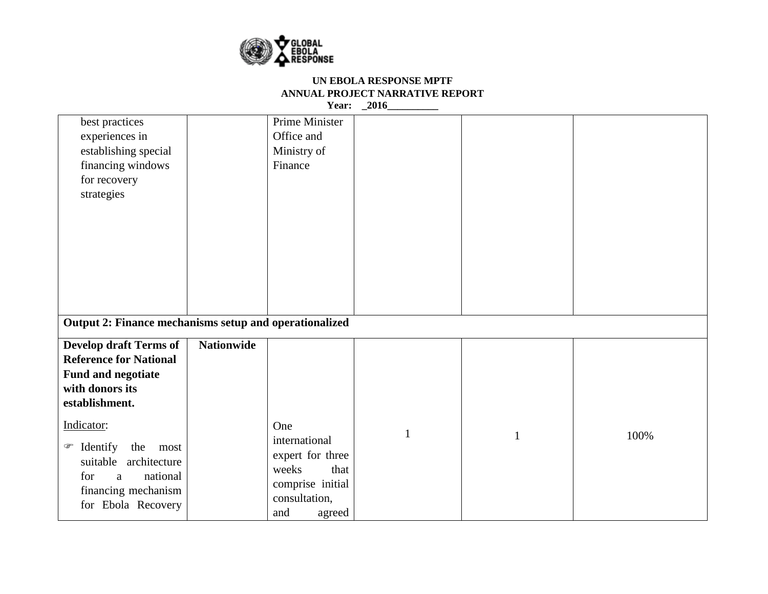| | | | | | |
|---|---|---|---|---|---|
| best practices experiences in establishing special financing windows for recovery strategies | | Prime Minister Office and Ministry of Finance | | | |
| **Output 2: Finance mechanisms setup and operationalized** | | | | | |
| **Develop draft Terms of Reference for National Fund and negotiate with donors its establishment.**<br><br>Indicator:<br><br>☞ Identify the most suitable architecture for a national financing mechanism for Ebola Recovery | **Nationwide** | One international expert for three weeks that comprise initial consultation, and agreed | 1 | 1 | 100% |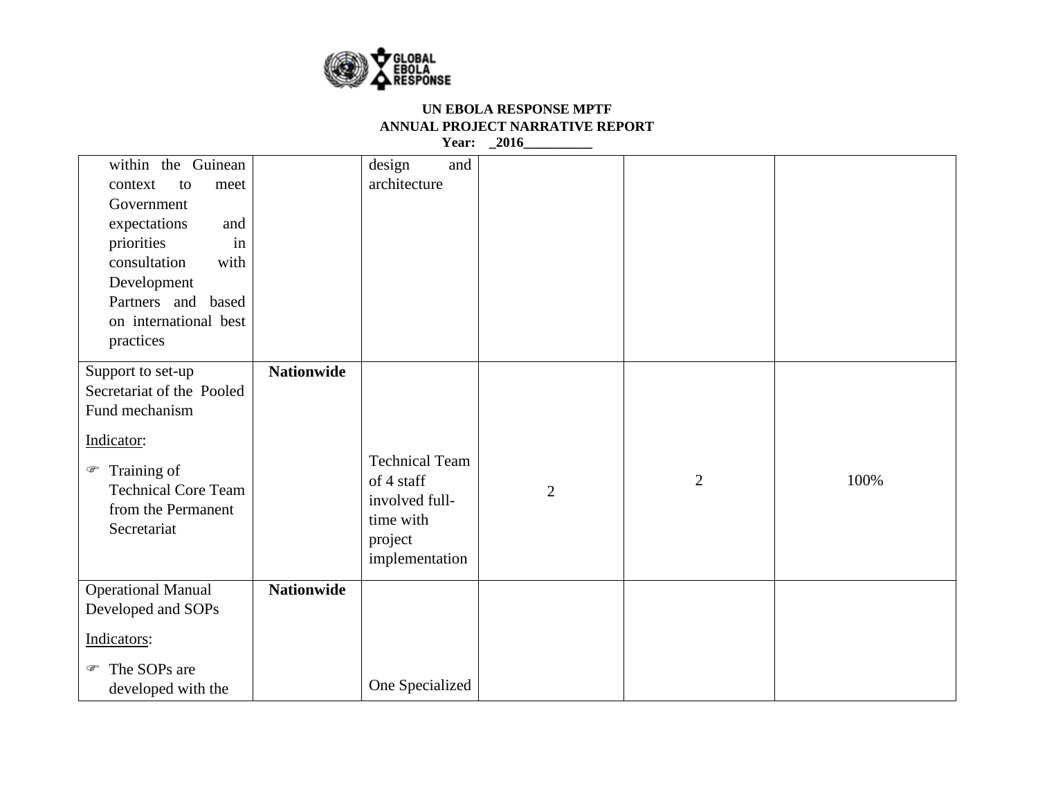**UN EBOLA RESPONSE MPTF**
**ANNUAL PROJECT NARRATIVE REPORT**
**Year: _2016__________**

| | | | | | |
|---|---|---|---|---|---|
| within the Guinean context to meet Government expectations and priorities in consultation with Development Partners and based on international best practices | | design and architecture | | | |
| Support to set-up Secretariat of the Pooled Fund mechanism<br><br>Indicator:<br><br>☞ Training of Technical Core Team from the Permanent Secretariat | **Nationwide** | Technical Team of 4 staff involved full-time with project implementation | 2 | 2 | 100% |
| Operational Manual Developed and SOPs<br><br>Indicators:<br><br>☞ The SOPs are developed with the | **Nationwide** | One Specialized | | | |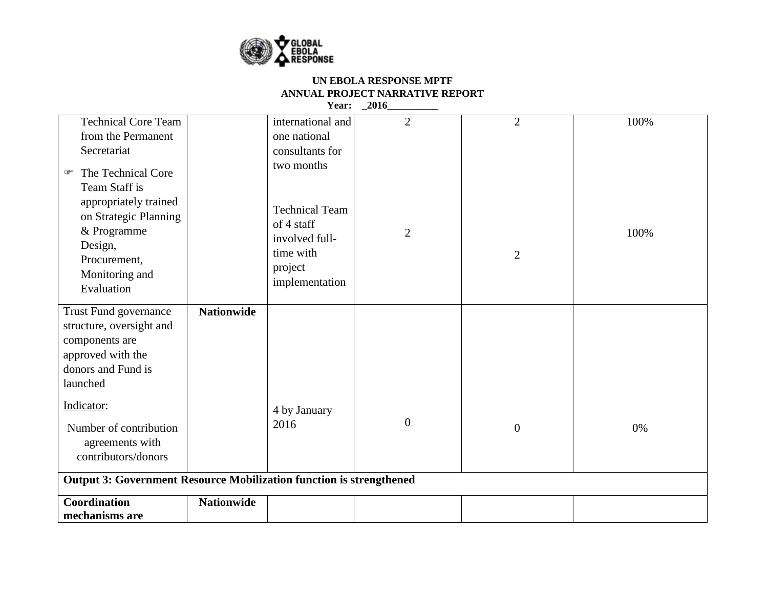| | | | | | |
|---|---|---|---|---|---|
| Technical Core Team from the Permanent Secretariat<br><br>☞ The Technical Core Team Staff is appropriately trained on Strategic Planning & Programme Design, Procurement, Monitoring and Evaluation | | international and one national consultants for two months<br><br>Technical Team of 4 staff involved full-time with project implementation | 2<br><br>2 | 2<br><br>2 | 100%<br><br>100% |
| Trust Fund governance structure, oversight and components are approved with the donors and Fund is launched<br><br>Indicator:<br><br>Number of contribution agreements with contributors/donors | **Nationwide** | 4 by January 2016 | 0 | 0 | 0% |
| **Output 3: Government Resource Mobilization function is strengthened** | | | | | |
| **Coordination mechanisms are** | **Nationwide** | | | | |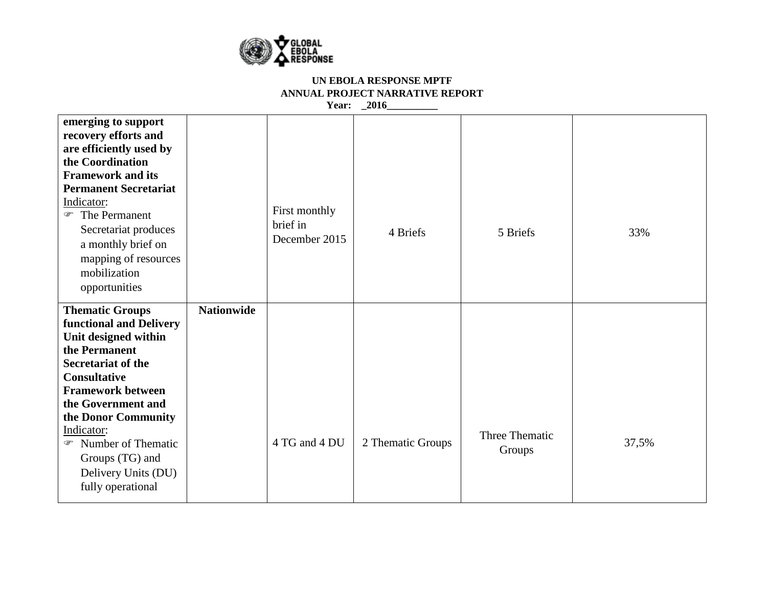| | | | | | |
|---|---|---|---|---|---|
| **emerging to support recovery efforts and are efficiently used by the Coordination Framework and its Permanent Secretariat**<br>Indicator:<br>☞ The Permanent Secretariat produces a monthly brief on mapping of resources mobilization opportunities | | First monthly brief in December 2015 | 4 Briefs | 5 Briefs | 33% |
| **Thematic Groups functional and Delivery Unit designed within the Permanent Secretariat of the Consultative Framework between the Government and the Donor Community**<br>Indicator:<br>☞ Number of Thematic Groups (TG) and Delivery Units (DU) fully operational | **Nationwide** | 4 TG and 4 DU | 2 Thematic Groups | Three Thematic Groups | 37,5% |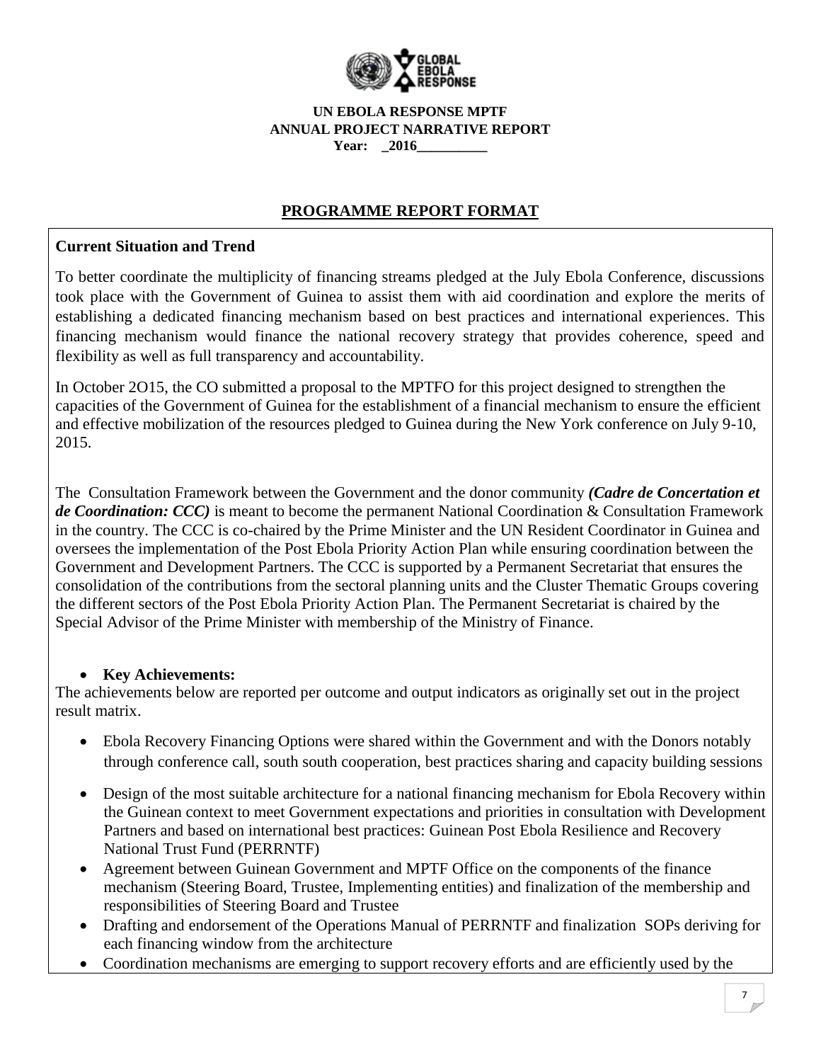**UN EBOLA RESPONSE MPTF**
**ANNUAL PROJECT NARRATIVE REPORT**
**Year: _2016__________**

## PROGRAMME REPORT FORMAT

### Current Situation and Trend

To better coordinate the multiplicity of financing streams pledged at the July Ebola Conference, discussions took place with the Government of Guinea to assist them with aid coordination and explore the merits of establishing a dedicated financing mechanism based on best practices and international experiences. This financing mechanism would finance the national recovery strategy that provides coherence, speed and flexibility as well as full transparency and accountability.

In October 2O15, the CO submitted a proposal to the MPTFO for this project designed to strengthen the capacities of the Government of Guinea for the establishment of a financial mechanism to ensure the efficient and effective mobilization of the resources pledged to Guinea during the New York conference on July 9-10, 2015.

The Consultation Framework between the Government and the donor community ***(Cadre de Concertation et de Coordination: CCC)*** is meant to become the permanent National Coordination & Consultation Framework in the country. The CCC is co-chaired by the Prime Minister and the UN Resident Coordinator in Guinea and oversees the implementation of the Post Ebola Priority Action Plan while ensuring coordination between the Government and Development Partners. The CCC is supported by a Permanent Secretariat that ensures the consolidation of the contributions from the sectoral planning units and the Cluster Thematic Groups covering the different sectors of the Post Ebola Priority Action Plan. The Permanent Secretariat is chaired by the Special Advisor of the Prime Minister with membership of the Ministry of Finance.

- **Key Achievements:**

The achievements below are reported per outcome and output indicators as originally set out in the project result matrix.

- Ebola Recovery Financing Options were shared within the Government and with the Donors notably through conference call, south south cooperation, best practices sharing and capacity building sessions
- Design of the most suitable architecture for a national financing mechanism for Ebola Recovery within the Guinean context to meet Government expectations and priorities in consultation with Development Partners and based on international best practices: Guinean Post Ebola Resilience and Recovery National Trust Fund (PERRNTF)
- Agreement between Guinean Government and MPTF Office on the components of the finance mechanism (Steering Board, Trustee, Implementing entities) and finalization of the membership and responsibilities of Steering Board and Trustee
- Drafting and endorsement of the Operations Manual of PERRNTF and finalization SOPs deriving for each financing window from the architecture
- Coordination mechanisms are emerging to support recovery efforts and are efficiently used by the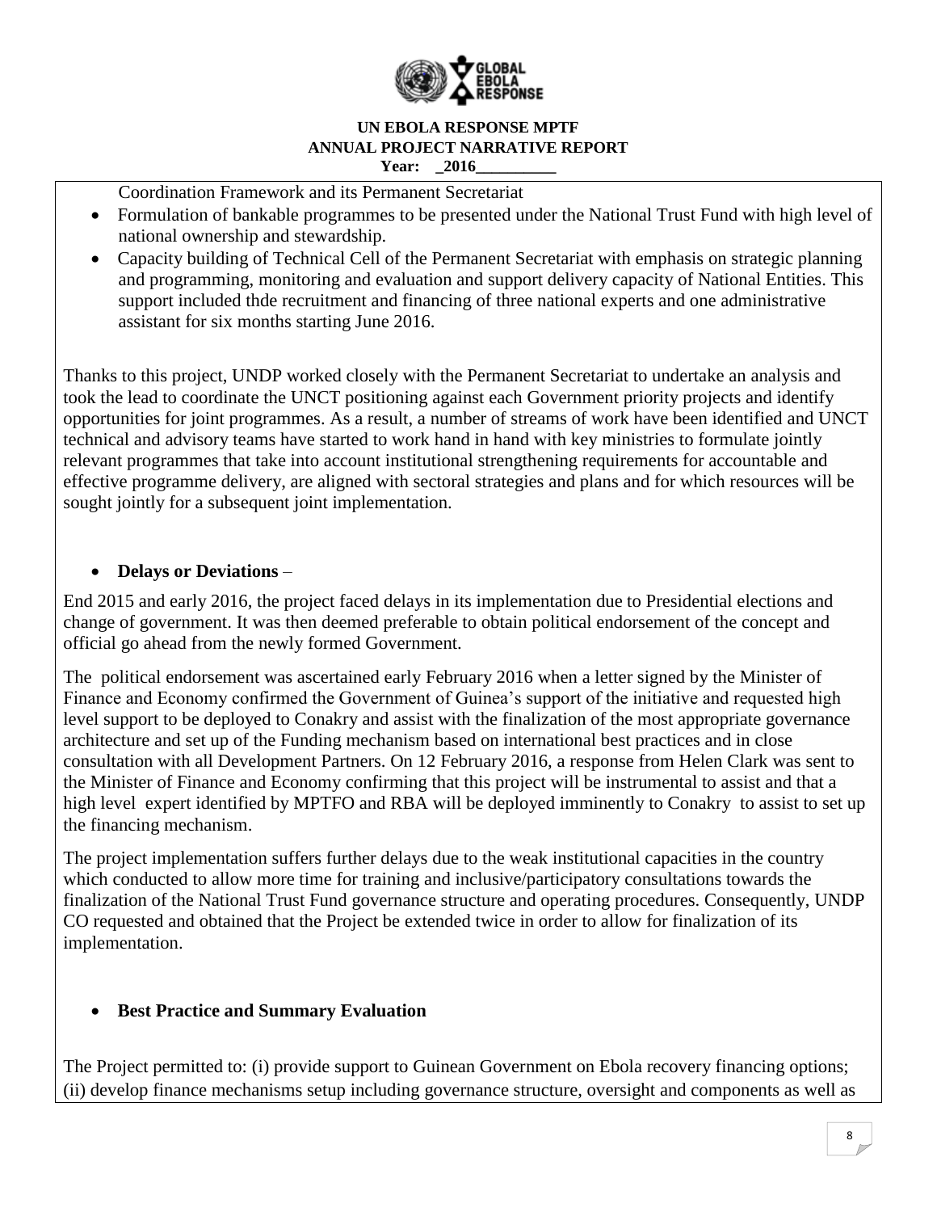Coordination Framework and its Permanent Secretariat

- Formulation of bankable programmes to be presented under the National Trust Fund with high level of national ownership and stewardship.
- Capacity building of Technical Cell of the Permanent Secretariat with emphasis on strategic planning and programming, monitoring and evaluation and support delivery capacity of National Entities. This support included thde recruitment and financing of three national experts and one administrative assistant for six months starting June 2016.

Thanks to this project, UNDP worked closely with the Permanent Secretariat to undertake an analysis and took the lead to coordinate the UNCT positioning against each Government priority projects and identify opportunities for joint programmes. As a result, a number of streams of work have been identified and UNCT technical and advisory teams have started to work hand in hand with key ministries to formulate jointly relevant programmes that take into account institutional strengthening requirements for accountable and effective programme delivery, are aligned with sectoral strategies and plans and for which resources will be sought jointly for a subsequent joint implementation.

- **Delays or Deviations** –

End 2015 and early 2016, the project faced delays in its implementation due to Presidential elections and change of government. It was then deemed preferable to obtain political endorsement of the concept and official go ahead from the newly formed Government.

The political endorsement was ascertained early February 2016 when a letter signed by the Minister of Finance and Economy confirmed the Government of Guinea's support of the initiative and requested high level support to be deployed to Conakry and assist with the finalization of the most appropriate governance architecture and set up of the Funding mechanism based on international best practices and in close consultation with all Development Partners. On 12 February 2016, a response from Helen Clark was sent to the Minister of Finance and Economy confirming that this project will be instrumental to assist and that a high level expert identified by MPTFO and RBA will be deployed imminently to Conakry to assist to set up the financing mechanism.

The project implementation suffers further delays due to the weak institutional capacities in the country which conducted to allow more time for training and inclusive/participatory consultations towards the finalization of the National Trust Fund governance structure and operating procedures. Consequently, UNDP CO requested and obtained that the Project be extended twice in order to allow for finalization of its implementation.

- **Best Practice and Summary Evaluation**

The Project permitted to: (i) provide support to Guinean Government on Ebola recovery financing options; (ii) develop finance mechanisms setup including governance structure, oversight and components as well as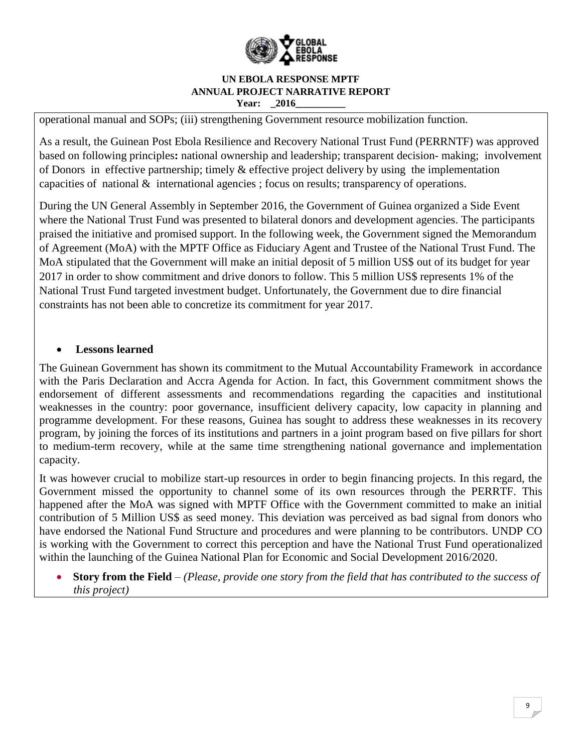operational manual and SOPs; (iii) strengthening Government resource mobilization function.

As a result, the Guinean Post Ebola Resilience and Recovery National Trust Fund (PERRNTF) was approved based on following principles**:** national ownership and leadership; transparent decision- making; involvement of Donors in effective partnership; timely & effective project delivery by using the implementation capacities of national & international agencies ; focus on results; transparency of operations.

During the UN General Assembly in September 2016, the Government of Guinea organized a Side Event where the National Trust Fund was presented to bilateral donors and development agencies. The participants praised the initiative and promised support. In the following week, the Government signed the Memorandum of Agreement (MoA) with the MPTF Office as Fiduciary Agent and Trustee of the National Trust Fund. The MoA stipulated that the Government will make an initial deposit of 5 million US$ out of its budget for year 2017 in order to show commitment and drive donors to follow. This 5 million US$ represents 1% of the National Trust Fund targeted investment budget. Unfortunately, the Government due to dire financial constraints has not been able to concretize its commitment for year 2017.

- **Lessons learned**

The Guinean Government has shown its commitment to the Mutual Accountability Framework in accordance with the Paris Declaration and Accra Agenda for Action. In fact, this Government commitment shows the endorsement of different assessments and recommendations regarding the capacities and institutional weaknesses in the country: poor governance, insufficient delivery capacity, low capacity in planning and programme development. For these reasons, Guinea has sought to address these weaknesses in its recovery program, by joining the forces of its institutions and partners in a joint program based on five pillars for short to medium-term recovery, while at the same time strengthening national governance and implementation capacity.

It was however crucial to mobilize start-up resources in order to begin financing projects. In this regard, the Government missed the opportunity to channel some of its own resources through the PERRTF. This happened after the MoA was signed with MPTF Office with the Government committed to make an initial contribution of 5 Million US$ as seed money. This deviation was perceived as bad signal from donors who have endorsed the National Fund Structure and procedures and were planning to be contributors. UNDP CO is working with the Government to correct this perception and have the National Trust Fund operationalized within the launching of the Guinea National Plan for Economic and Social Development 2016/2020.

- **Story from the Field** – *(Please, provide one story from the field that has contributed to the success of this project)*